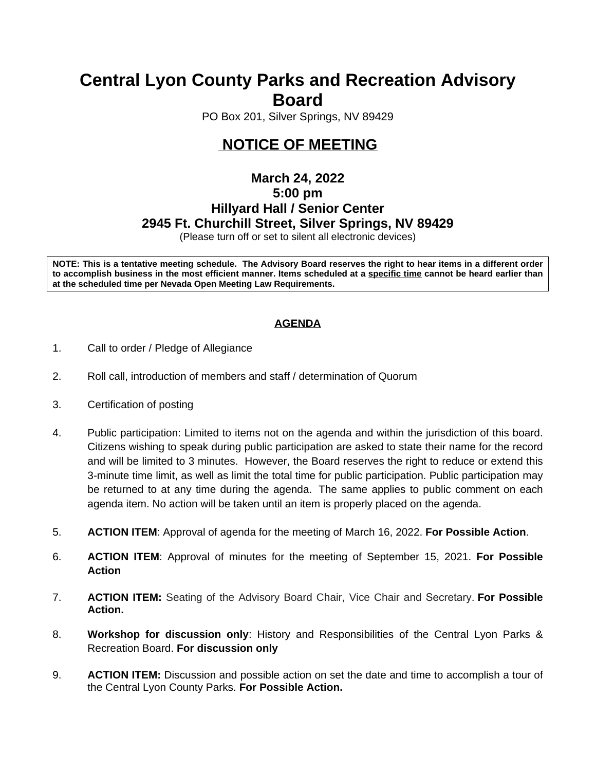# Central Lyon County Parks and Recreation Advisory Board

PO Box 201, Silver Springs, NV 89429

## NOTICE OF MEETING

**March 24, 2022**
**5:00 pm**
**Hillyard Hall / Senior Center**
**2945 Ft. Churchill Street, Silver Springs, NV 89429**
(Please turn off or set to silent all electronic devices)

**NOTE: This is a tentative meeting schedule. The Advisory Board reserves the right to hear items in a different order to accomplish business in the most efficient manner. Items scheduled at a specific time cannot be heard earlier than at the scheduled time per Nevada Open Meeting Law Requirements.**

**AGENDA**

1. Call to order / Pledge of Allegiance

2. Roll call, introduction of members and staff / determination of Quorum

3. Certification of posting

4. Public participation: Limited to items not on the agenda and within the jurisdiction of this board. Citizens wishing to speak during public participation are asked to state their name for the record and will be limited to 3 minutes. However, the Board reserves the right to reduce or extend this 3-minute time limit, as well as limit the total time for public participation. Public participation may be returned to at any time during the agenda. The same applies to public comment on each agenda item. No action will be taken until an item is properly placed on the agenda.

5. **ACTION ITEM**: Approval of agenda for the meeting of March 16, 2022. **For Possible Action**.

6. **ACTION ITEM**: Approval of minutes for the meeting of September 15, 2021. **For Possible Action**

7. **ACTION ITEM:** Seating of the Advisory Board Chair, Vice Chair and Secretary. **For Possible Action.**

8. **Workshop for discussion only**: History and Responsibilities of the Central Lyon Parks & Recreation Board. **For discussion only**

9. **ACTION ITEM:** Discussion and possible action on set the date and time to accomplish a tour of the Central Lyon County Parks. **For Possible Action.**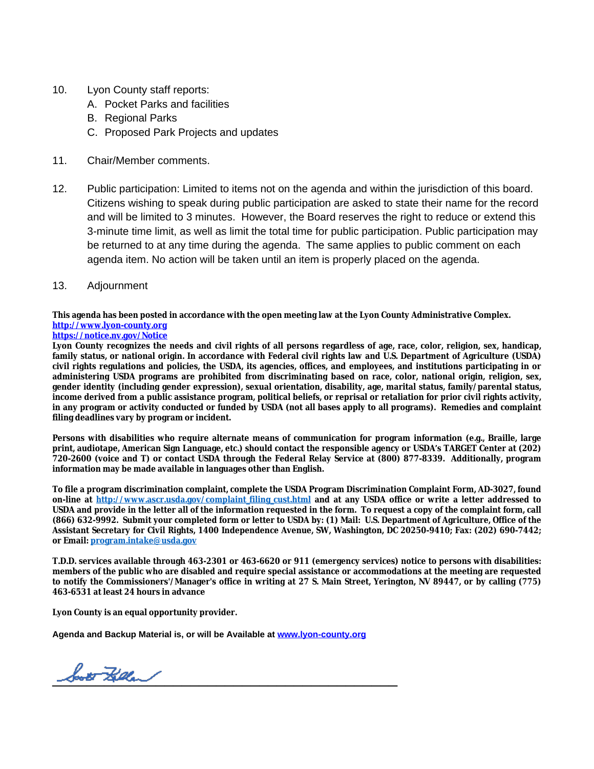10. Lyon County staff reports:
    A. Pocket Parks and facilities
    B. Regional Parks
    C. Proposed Park Projects and updates

11. Chair/Member comments.

12. Public participation: Limited to items not on the agenda and within the jurisdiction of this board. Citizens wishing to speak during public participation are asked to state their name for the record and will be limited to 3 minutes. However, the Board reserves the right to reduce or extend this 3-minute time limit, as well as limit the total time for public participation. Public participation may be returned to at any time during the agenda. The same applies to public comment on each agenda item. No action will be taken until an item is properly placed on the agenda.

13. Adjournment

**This agenda has been posted in accordance with the open meeting law at the Lyon County Administrative Complex.**
**http://www.lyon-county.org**
**https://notice.nv.gov/Notice**
**Lyon County recognizes the needs and civil rights of all persons regardless of age, race, color, religion, sex, handicap, family status, or national origin. In accordance with Federal civil rights law and U.S. Department of Agriculture (USDA) civil rights regulations and policies, the USDA, its agencies, offices, and employees, and institutions participating in or administering USDA programs are prohibited from discriminating based on race, color, national origin, religion, sex, gender identity (including gender expression), sexual orientation, disability, age, marital status, family/parental status, income derived from a public assistance program, political beliefs, or reprisal or retaliation for prior civil rights activity, in any program or activity conducted or funded by USDA (not all bases apply to all programs). Remedies and complaint filing deadlines vary by program or incident.**

**Persons with disabilities who require alternate means of communication for program information (e.g., Braille, large print, audiotape, American Sign Language, etc.) should contact the responsible agency or USDA's TARGET Center at (202) 720-2600 (voice and T) or contact USDA through the Federal Relay Service at (800) 877-8339. Additionally, program information may be made available in languages other than English.**

**To file a program discrimination complaint, complete the USDA Program Discrimination Complaint Form, AD-3027, found on-line at http://www.ascr.usda.gov/complaint_filing_cust.html and at any USDA office or write a letter addressed to USDA and provide in the letter all of the information requested in the form. To request a copy of the complaint form, call (866) 632-9992. Submit your completed form or letter to USDA by: (1) Mail: U.S. Department of Agriculture, Office of the Assistant Secretary for Civil Rights, 1400 Independence Avenue, SW, Washington, DC 20250-9410; Fax: (202) 690-7442; or Email: program.intake@usda.gov**

**T.D.D. services available through 463-2301 or 463-6620 or 911 (emergency services) notice to persons with disabilities: members of the public who are disabled and require special assistance or accommodations at the meeting are requested to notify the Commissioners'/Manager's office in writing at 27 S. Main Street, Yerington, NV 89447, or by calling (775) 463-6531 at least 24 hours in advance**

**Lyon County is an equal opportunity provider.**

**Agenda and Backup Material is, or will be Available at www.lyon-county.org**

Scott Keller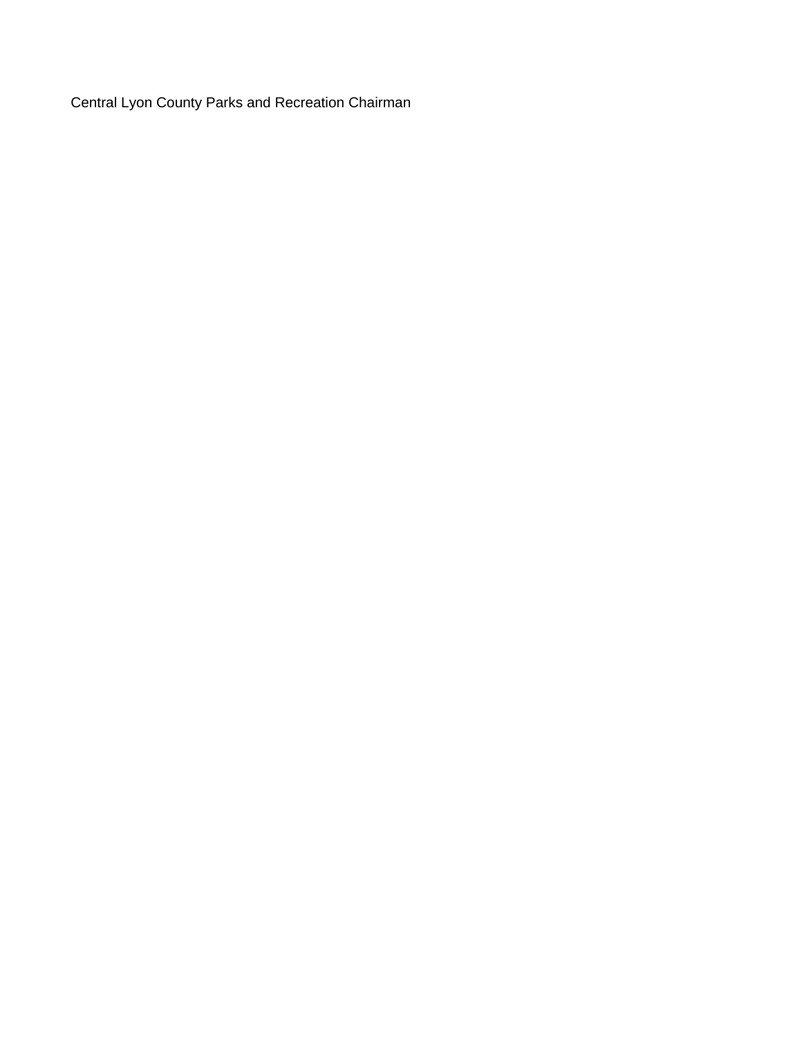Central Lyon County Parks and Recreation Chairman